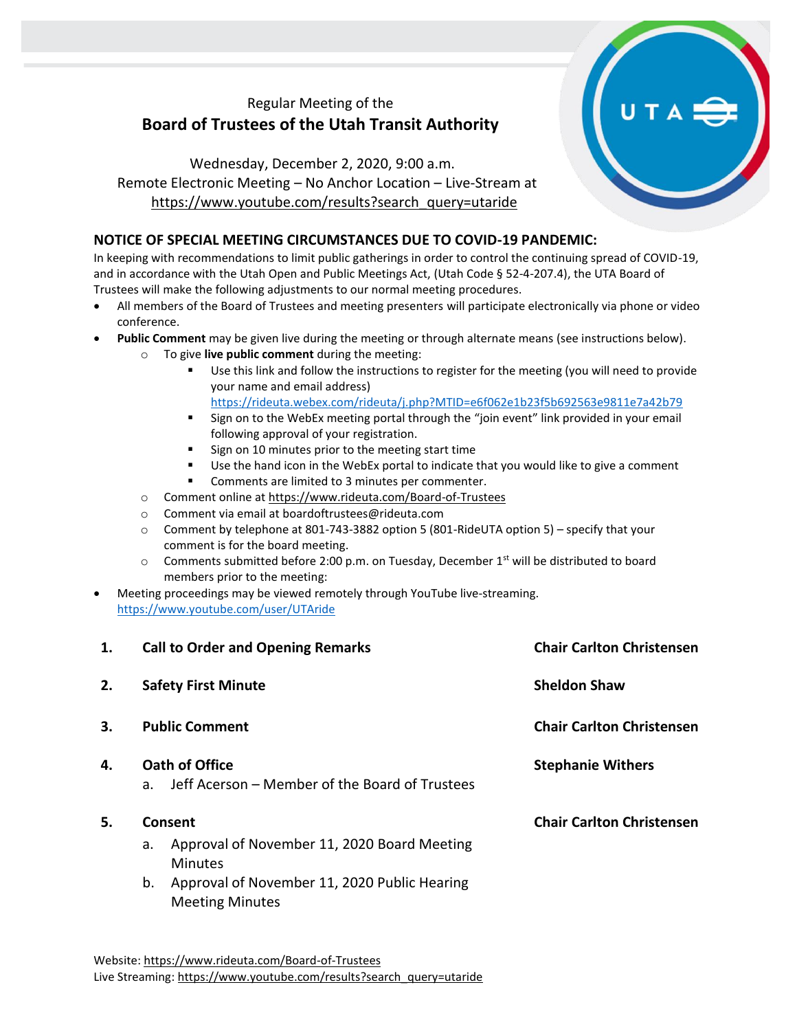Regular Meeting of the

# Board of Trustees of the Utah Transit Authority

Wednesday, December 2, 2020, 9:00 a.m.
Remote Electronic Meeting – No Anchor Location – Live-Stream at
https://www.youtube.com/results?search_query=utaride

## NOTICE OF SPECIAL MEETING CIRCUMSTANCES DUE TO COVID-19 PANDEMIC:

In keeping with recommendations to limit public gatherings in order to control the continuing spread of COVID-19, and in accordance with the Utah Open and Public Meetings Act, (Utah Code § 52-4-207.4), the UTA Board of Trustees will make the following adjustments to our normal meeting procedures.

- All members of the Board of Trustees and meeting presenters will participate electronically via phone or video conference.
- **Public Comment** may be given live during the meeting or through alternate means (see instructions below).
  - To give **live public comment** during the meeting:
    - Use this link and follow the instructions to register for the meeting (you will need to provide your name and email address) https://rideuta.webex.com/rideuta/j.php?MTID=e6f062e1b23f5b692563e9811e7a42b79
    - Sign on to the WebEx meeting portal through the "join event" link provided in your email following approval of your registration.
    - Sign on 10 minutes prior to the meeting start time
    - Use the hand icon in the WebEx portal to indicate that you would like to give a comment
    - Comments are limited to 3 minutes per commenter.
  - Comment online at https://www.rideuta.com/Board-of-Trustees
  - Comment via email at boardoftrustees@rideuta.com
  - Comment by telephone at 801-743-3882 option 5 (801-RideUTA option 5) – specify that your comment is for the board meeting.
  - Comments submitted before 2:00 p.m. on Tuesday, December 1st will be distributed to board members prior to the meeting:
- Meeting proceedings may be viewed remotely through YouTube live-streaming. https://www.youtube.com/user/UTAride

| | | |
|---|---|---|
| **1.** | **Call to Order and Opening Remarks** | **Chair Carlton Christensen** |
| **2.** | **Safety First Minute** | **Sheldon Shaw** |
| **3.** | **Public Comment** | **Chair Carlton Christensen** |
| **4.** | **Oath of Office**<br>a. Jeff Acerson – Member of the Board of Trustees | **Stephanie Withers** |
| **5.** | **Consent**<br>a. Approval of November 11, 2020 Board Meeting Minutes<br>b. Approval of November 11, 2020 Public Hearing Meeting Minutes | **Chair Carlton Christensen** |

Website: https://www.rideuta.com/Board-of-Trustees
Live Streaming: https://www.youtube.com/results?search_query=utaride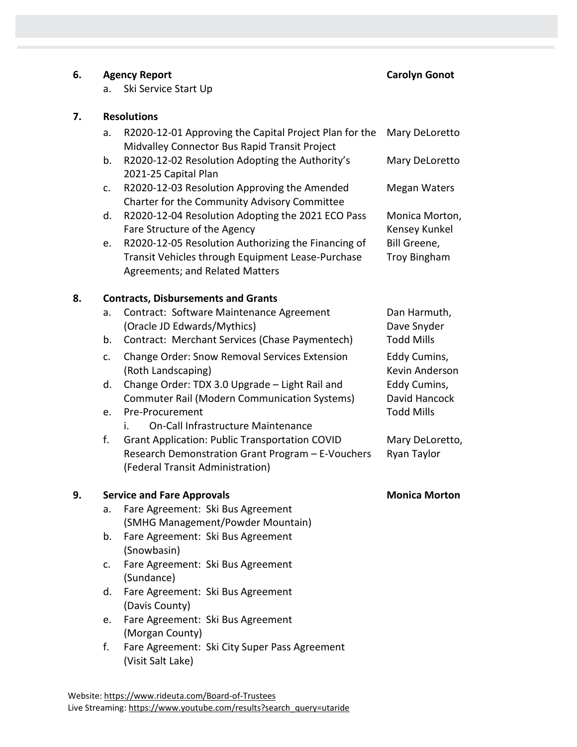**6. Agency Report** — **Carolyn Gonot**

a. Ski Service Start Up

**7. Resolutions**

a. R2020-12-01 Approving the Capital Project Plan for the Midvalley Connector Bus Rapid Transit Project — Mary DeLoretto
b. R2020-12-02 Resolution Adopting the Authority's 2021-25 Capital Plan — Mary DeLoretto
c. R2020-12-03 Resolution Approving the Amended Charter for the Community Advisory Committee — Megan Waters
d. R2020-12-04 Resolution Adopting the 2021 ECO Pass Fare Structure of the Agency — Monica Morton, Kensey Kunkel
e. R2020-12-05 Resolution Authorizing the Financing of Transit Vehicles through Equipment Lease-Purchase Agreements; and Related Matters — Bill Greene, Troy Bingham

**8. Contracts, Disbursements and Grants**

a. Contract: Software Maintenance Agreement (Oracle JD Edwards/Mythics) — Dan Harmuth, Dave Snyder
b. Contract: Merchant Services (Chase Paymentech) — Todd Mills
c. Change Order: Snow Removal Services Extension (Roth Landscaping) — Eddy Cumins, Kevin Anderson
d. Change Order: TDX 3.0 Upgrade – Light Rail and Commuter Rail (Modern Communication Systems) — Eddy Cumins, David Hancock
e. Pre-Procurement — Todd Mills
   i. On-Call Infrastructure Maintenance
f. Grant Application: Public Transportation COVID Research Demonstration Grant Program – E-Vouchers (Federal Transit Administration) — Mary DeLoretto, Ryan Taylor

**9. Service and Fare Approvals** — **Monica Morton**

a. Fare Agreement: Ski Bus Agreement (SMHG Management/Powder Mountain)
b. Fare Agreement: Ski Bus Agreement (Snowbasin)
c. Fare Agreement: Ski Bus Agreement (Sundance)
d. Fare Agreement: Ski Bus Agreement (Davis County)
e. Fare Agreement: Ski Bus Agreement (Morgan County)
f. Fare Agreement: Ski City Super Pass Agreement (Visit Salt Lake)

Website: https://www.rideuta.com/Board-of-Trustees
Live Streaming: https://www.youtube.com/results?search_query=utaride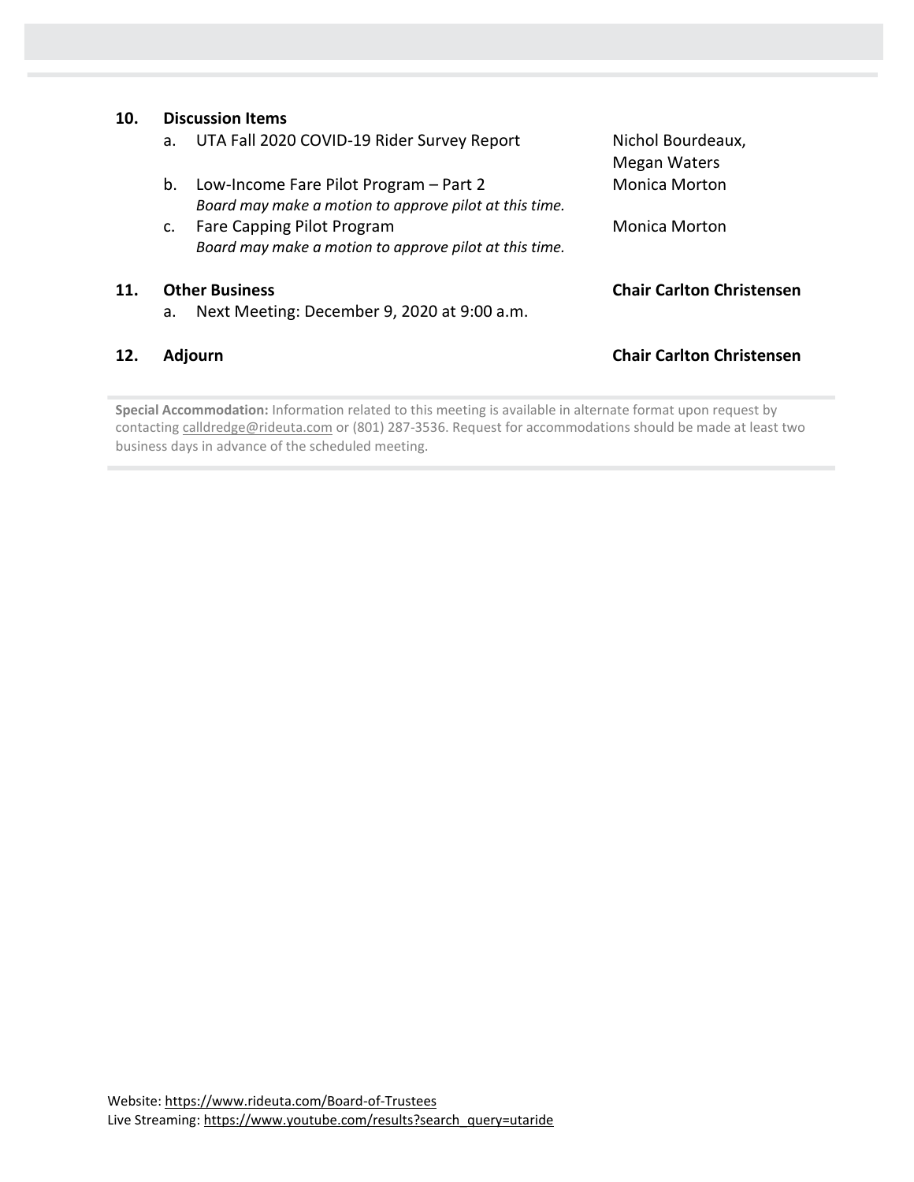**10. Discussion Items**

a. UTA Fall 2020 COVID-19 Rider Survey Report — Nichol Bourdeaux, Megan Waters

b. Low-Income Fare Pilot Program – Part 2 — Monica Morton
*Board may make a motion to approve pilot at this time.*

c. Fare Capping Pilot Program — Monica Morton
*Board may make a motion to approve pilot at this time.*

**11. Other Business** — **Chair Carlton Christensen**

a. Next Meeting: December 9, 2020 at 9:00 a.m.

**12. Adjourn** — **Chair Carlton Christensen**

**Special Accommodation:** Information related to this meeting is available in alternate format upon request by contacting calldredge@rideuta.com or (801) 287-3536. Request for accommodations should be made at least two business days in advance of the scheduled meeting.

Website: https://www.rideuta.com/Board-of-Trustees
Live Streaming: https://www.youtube.com/results?search_query=utaride